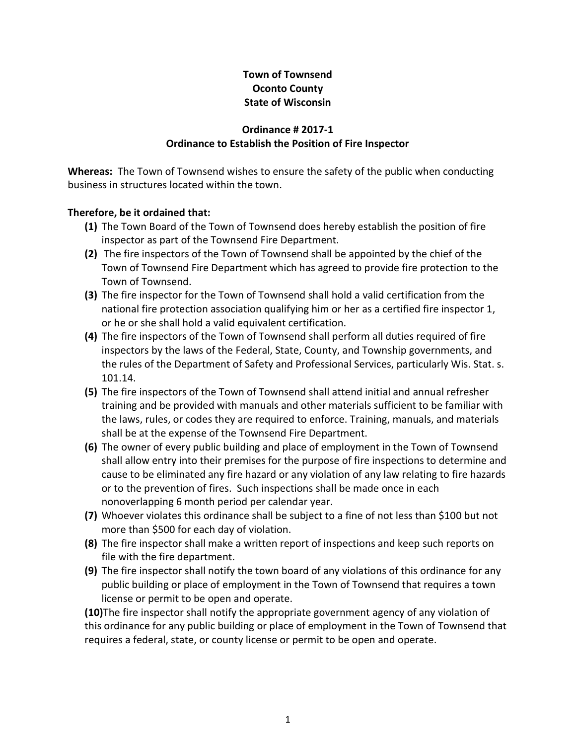**Town of Townsend**
**Oconto County**
**State of Wisconsin**

**Ordinance # 2017-1**
**Ordinance to Establish the Position of Fire Inspector**

**Whereas:** The Town of Townsend wishes to ensure the safety of the public when conducting business in structures located within the town.

**Therefore, be it ordained that:**

**(1)** The Town Board of the Town of Townsend does hereby establish the position of fire inspector as part of the Townsend Fire Department.

**(2)** The fire inspectors of the Town of Townsend shall be appointed by the chief of the Town of Townsend Fire Department which has agreed to provide fire protection to the Town of Townsend.

**(3)** The fire inspector for the Town of Townsend shall hold a valid certification from the national fire protection association qualifying him or her as a certified fire inspector 1, or he or she shall hold a valid equivalent certification.

**(4)** The fire inspectors of the Town of Townsend shall perform all duties required of fire inspectors by the laws of the Federal, State, County, and Township governments, and the rules of the Department of Safety and Professional Services, particularly Wis. Stat. s. 101.14.

**(5)** The fire inspectors of the Town of Townsend shall attend initial and annual refresher training and be provided with manuals and other materials sufficient to be familiar with the laws, rules, or codes they are required to enforce. Training, manuals, and materials shall be at the expense of the Townsend Fire Department.

**(6)** The owner of every public building and place of employment in the Town of Townsend shall allow entry into their premises for the purpose of fire inspections to determine and cause to be eliminated any fire hazard or any violation of any law relating to fire hazards or to the prevention of fires. Such inspections shall be made once in each nonoverlapping 6 month period per calendar year.

**(7)** Whoever violates this ordinance shall be subject to a fine of not less than $100 but not more than $500 for each day of violation.

**(8)** The fire inspector shall make a written report of inspections and keep such reports on file with the fire department.

**(9)** The fire inspector shall notify the town board of any violations of this ordinance for any public building or place of employment in the Town of Townsend that requires a town license or permit to be open and operate.

**(10)** The fire inspector shall notify the appropriate government agency of any violation of this ordinance for any public building or place of employment in the Town of Townsend that requires a federal, state, or county license or permit to be open and operate.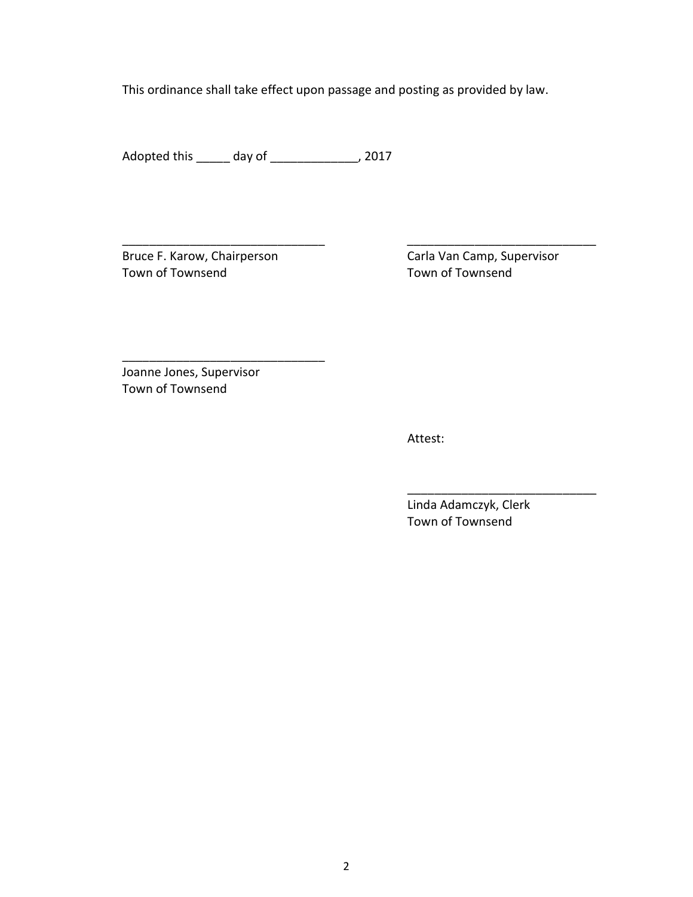This ordinance shall take effect upon passage and posting as provided by law.

Adopted this _____ day of _____________, 2017

______________________________
Bruce F. Karow, Chairperson
Town of Townsend

____________________________
Carla Van Camp, Supervisor
Town of Townsend

______________________________
Joanne Jones, Supervisor
Town of Townsend

Attest:

____________________________
Linda Adamczyk, Clerk
Town of Townsend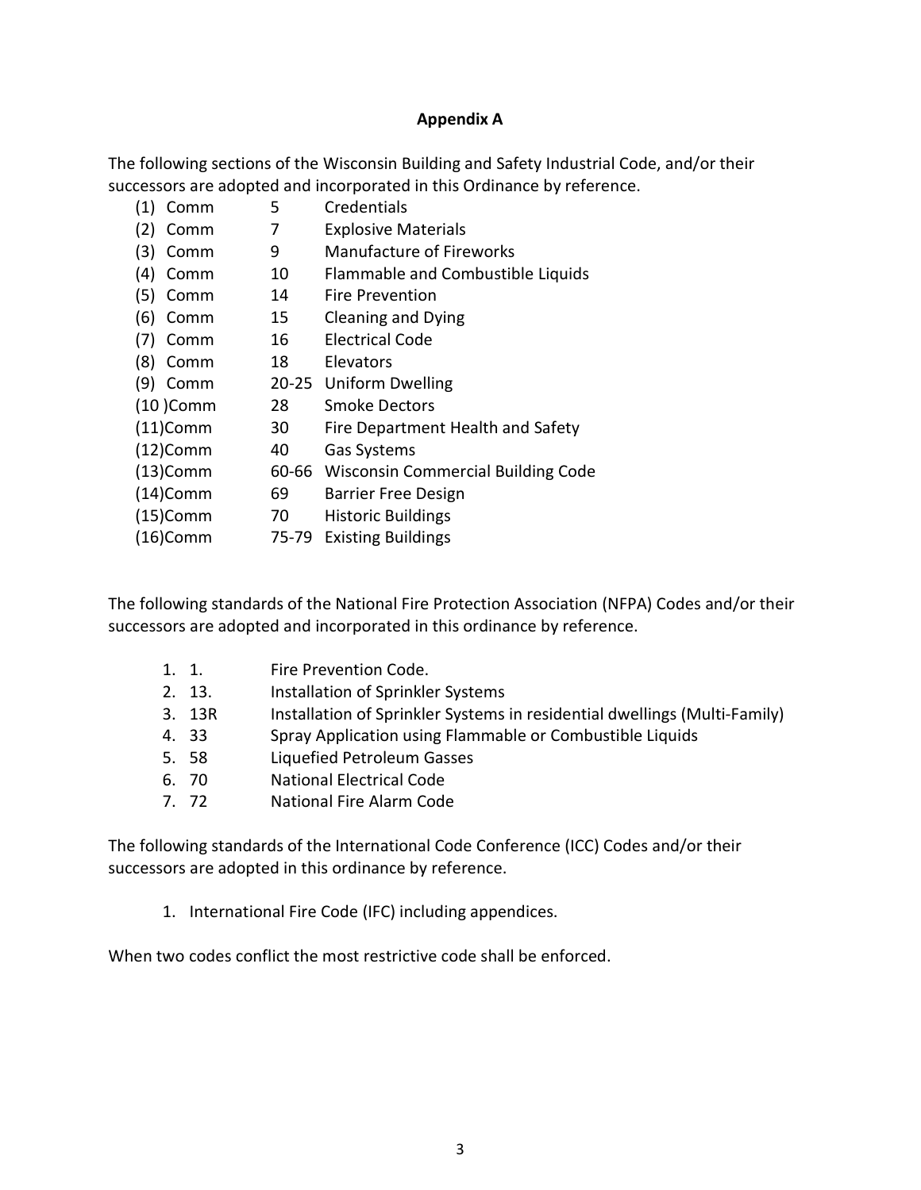# Appendix A

The following sections of the Wisconsin Building and Safety Industrial Code, and/or their successors are adopted and incorporated in this Ordinance by reference.

| | | |
|---|---|---|
| (1) Comm | 5 | Credentials |
| (2) Comm | 7 | Explosive Materials |
| (3) Comm | 9 | Manufacture of Fireworks |
| (4) Comm | 10 | Flammable and Combustible Liquids |
| (5) Comm | 14 | Fire Prevention |
| (6) Comm | 15 | Cleaning and Dying |
| (7) Comm | 16 | Electrical Code |
| (8) Comm | 18 | Elevators |
| (9) Comm | 20-25 | Uniform Dwelling |
| (10 )Comm | 28 | Smoke Dectors |
| (11)Comm | 30 | Fire Department Health and Safety |
| (12)Comm | 40 | Gas Systems |
| (13)Comm | 60-66 | Wisconsin Commercial Building Code |
| (14)Comm | 69 | Barrier Free Design |
| (15)Comm | 70 | Historic Buildings |
| (16)Comm | 75-79 | Existing Buildings |

The following standards of the National Fire Protection Association (NFPA) Codes and/or their successors are adopted and incorporated in this ordinance by reference.

| | | |
|---|---|---|
| 1. | 1. | Fire Prevention Code. |
| 2. | 13. | Installation of Sprinkler Systems |
| 3. | 13R | Installation of Sprinkler Systems in residential dwellings (Multi-Family) |
| 4. | 33 | Spray Application using Flammable or Combustible Liquids |
| 5. | 58 | Liquefied Petroleum Gasses |
| 6. | 70 | National Electrical Code |
| 7. | 72 | National Fire Alarm Code |

The following standards of the International Code Conference (ICC) Codes and/or their successors are adopted in this ordinance by reference.

1. International Fire Code (IFC) including appendices.

When two codes conflict the most restrictive code shall be enforced.